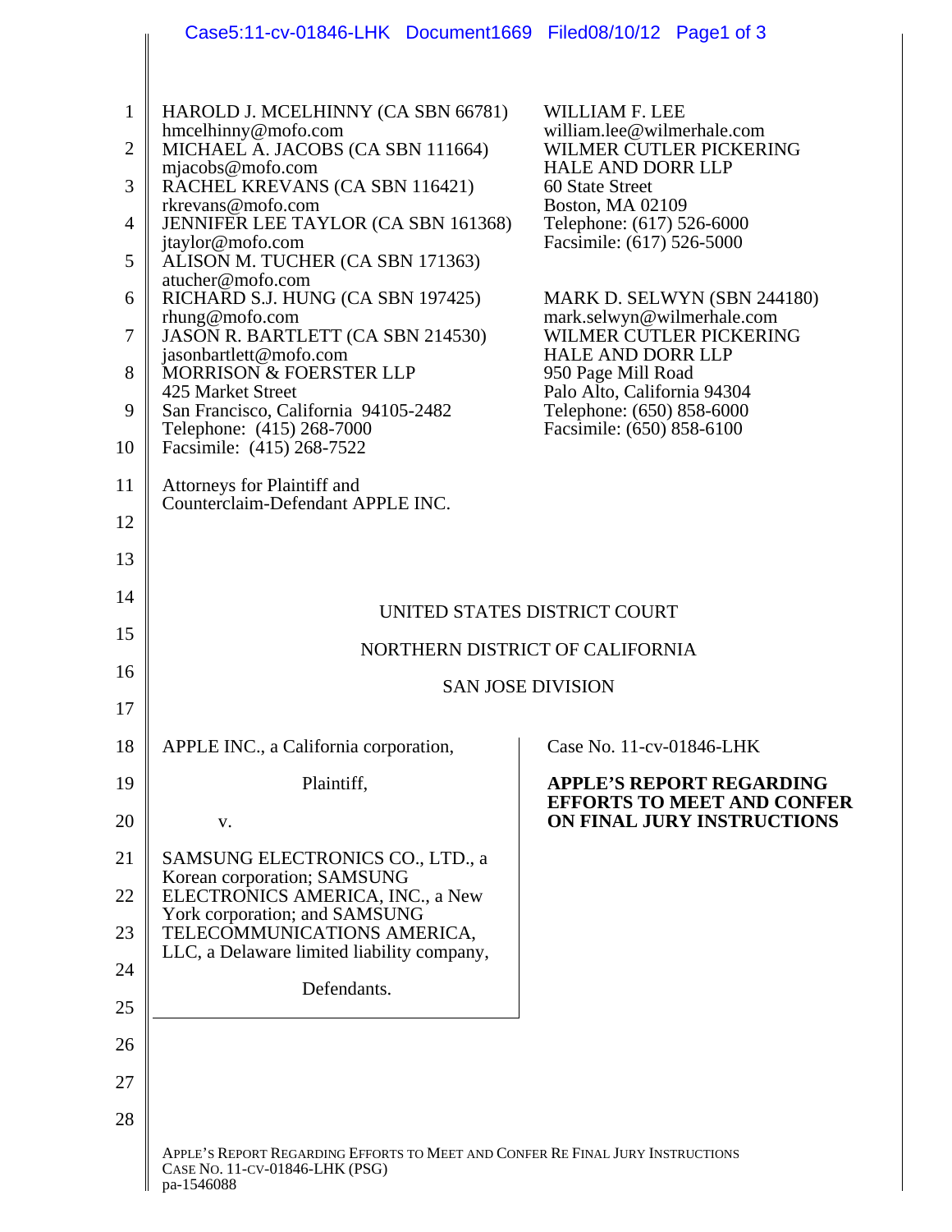HAROLD J. MCELHINNY (CA SBN 66781)
hmcelhinny@mofo.com
MICHAEL A. JACOBS (CA SBN 111664)
mjacobs@mofo.com
RACHEL KREVANS (CA SBN 116421)
rkrevans@mofo.com
JENNIFER LEE TAYLOR (CA SBN 161368)
jtaylor@mofo.com
ALISON M. TUCHER (CA SBN 171363)
atucher@mofo.com
RICHARD S.J. HUNG (CA SBN 197425)
rhung@mofo.com
JASON R. BARTLETT (CA SBN 214530)
jasonbartlett@mofo.com
MORRISON & FOERSTER LLP
425 Market Street
San Francisco, California 94105-2482
Telephone: (415) 268-7000
Facsimile: (415) 268-7522

WILLIAM F. LEE
william.lee@wilmerhale.com
WILMER CUTLER PICKERING
HALE AND DORR LLP
60 State Street
Boston, MA 02109
Telephone: (617) 526-6000
Facsimile: (617) 526-5000

MARK D. SELWYN (SBN 244180)
mark.selwyn@wilmerhale.com
WILMER CUTLER PICKERING
HALE AND DORR LLP
950 Page Mill Road
Palo Alto, California 94304
Telephone: (650) 858-6000
Facsimile: (650) 858-6100

Attorneys for Plaintiff and
Counterclaim-Defendant APPLE INC.

UNITED STATES DISTRICT COURT

NORTHERN DISTRICT OF CALIFORNIA

SAN JOSE DIVISION

APPLE INC., a California corporation,

Plaintiff,

v.

SAMSUNG ELECTRONICS CO., LTD., a Korean corporation; SAMSUNG ELECTRONICS AMERICA, INC., a New York corporation; and SAMSUNG TELECOMMUNICATIONS AMERICA, LLC, a Delaware limited liability company,

Defendants.

Case No. 11-cv-01846-LHK

**APPLE'S REPORT REGARDING EFFORTS TO MEET AND CONFER ON FINAL JURY INSTRUCTIONS**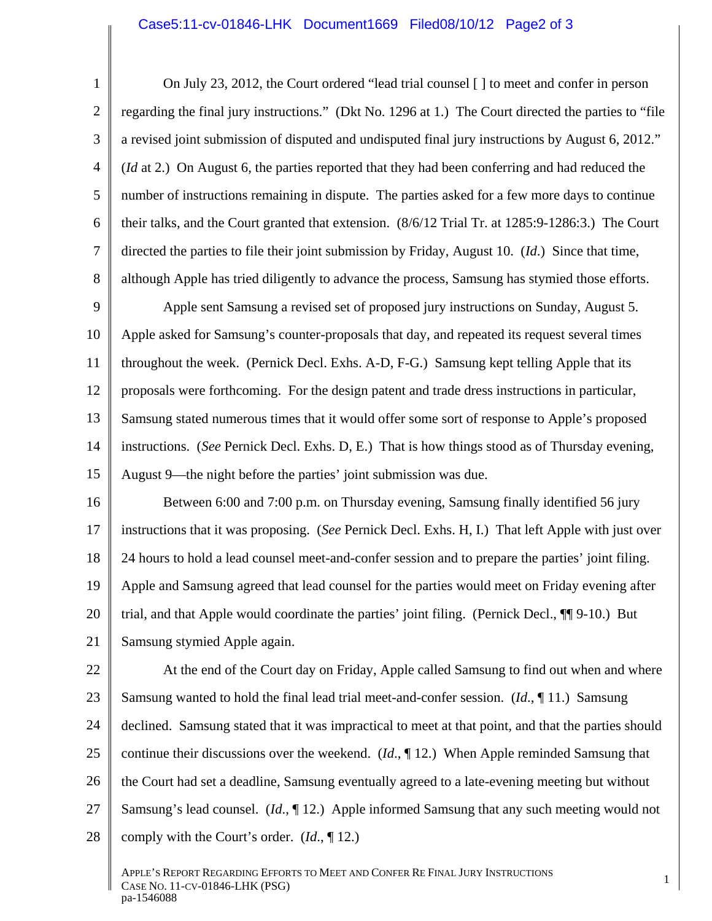On July 23, 2012, the Court ordered "lead trial counsel [ ] to meet and confer in person regarding the final jury instructions." (Dkt No. 1296 at 1.) The Court directed the parties to "file a revised joint submission of disputed and undisputed final jury instructions by August 6, 2012." (*Id* at 2.) On August 6, the parties reported that they had been conferring and had reduced the number of instructions remaining in dispute. The parties asked for a few more days to continue their talks, and the Court granted that extension. (8/6/12 Trial Tr. at 1285:9-1286:3.) The Court directed the parties to file their joint submission by Friday, August 10. (*Id.*) Since that time, although Apple has tried diligently to advance the process, Samsung has stymied those efforts.

Apple sent Samsung a revised set of proposed jury instructions on Sunday, August 5. Apple asked for Samsung's counter-proposals that day, and repeated its request several times throughout the week. (Pernick Decl. Exhs. A-D, F-G.) Samsung kept telling Apple that its proposals were forthcoming. For the design patent and trade dress instructions in particular, Samsung stated numerous times that it would offer some sort of response to Apple's proposed instructions. (*See* Pernick Decl. Exhs. D, E.) That is how things stood as of Thursday evening, August 9—the night before the parties' joint submission was due.

Between 6:00 and 7:00 p.m. on Thursday evening, Samsung finally identified 56 jury instructions that it was proposing. (*See* Pernick Decl. Exhs. H, I.) That left Apple with just over 24 hours to hold a lead counsel meet-and-confer session and to prepare the parties' joint filing. Apple and Samsung agreed that lead counsel for the parties would meet on Friday evening after trial, and that Apple would coordinate the parties' joint filing. (Pernick Decl., ¶¶ 9-10.) But Samsung stymied Apple again.

At the end of the Court day on Friday, Apple called Samsung to find out when and where Samsung wanted to hold the final lead trial meet-and-confer session. (*Id.*, ¶ 11.) Samsung declined. Samsung stated that it was impractical to meet at that point, and that the parties should continue their discussions over the weekend. (*Id.*, ¶ 12.) When Apple reminded Samsung that the Court had set a deadline, Samsung eventually agreed to a late-evening meeting but without Samsung's lead counsel. (*Id.*, ¶ 12.) Apple informed Samsung that any such meeting would not comply with the Court's order. (*Id.*, ¶ 12.)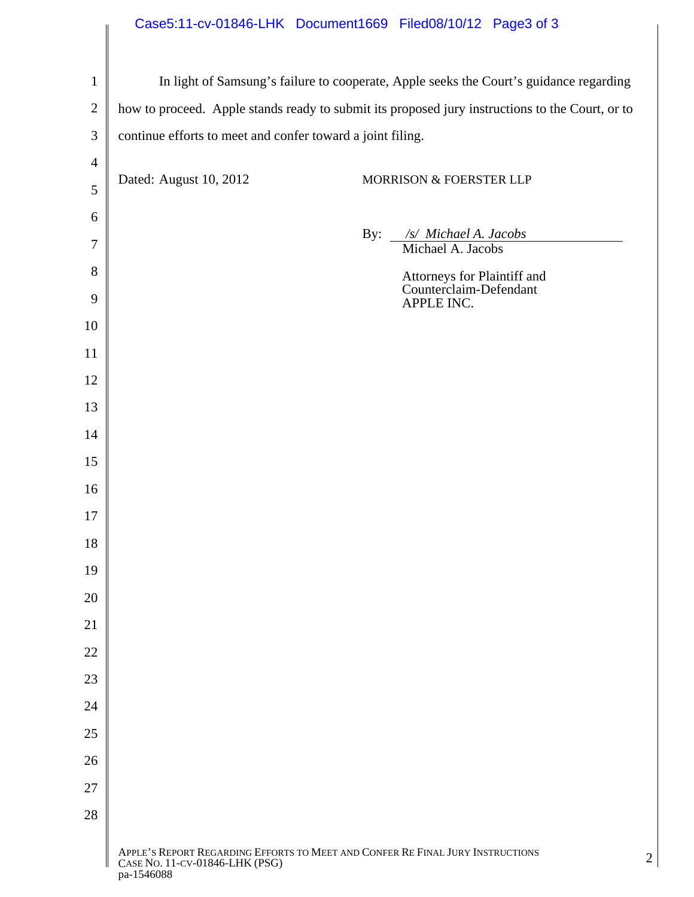In light of Samsung's failure to cooperate, Apple seeks the Court's guidance regarding how to proceed. Apple stands ready to submit its proposed jury instructions to the Court, or to continue efforts to meet and confer toward a joint filing.

Dated: August 10, 2012

MORRISON & FOERSTER LLP

By: */s/ Michael A. Jacobs*
Michael A. Jacobs

Attorneys for Plaintiff and
Counterclaim-Defendant
APPLE INC.